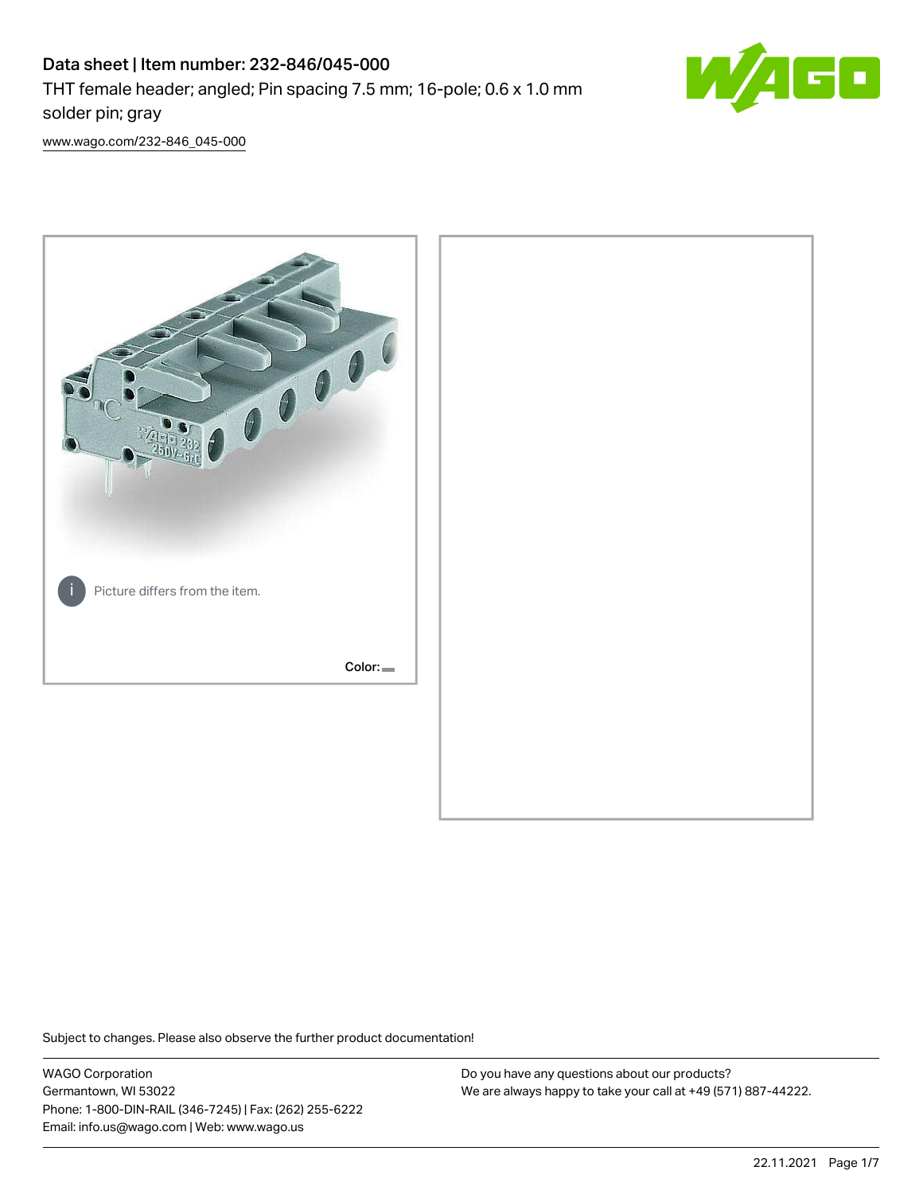# Data sheet | Item number: 232-846/045-000

THT female header; angled; Pin spacing 7.5 mm; 16-pole; 0.6 x 1.0 mm solder pin; gray

www.wago.com/232-846_045-000

Picture differs from the item.

Color:

Subject to changes. Please also observe the further product documentation!

WAGO Corporation
Germantown, WI 53022
Phone: 1-800-DIN-RAIL (346-7245) | Fax: (262) 255-6222
Email: info.us@wago.com | Web: www.wago.us

Do you have any questions about our products?
We are always happy to take your call at +49 (571) 887-44222.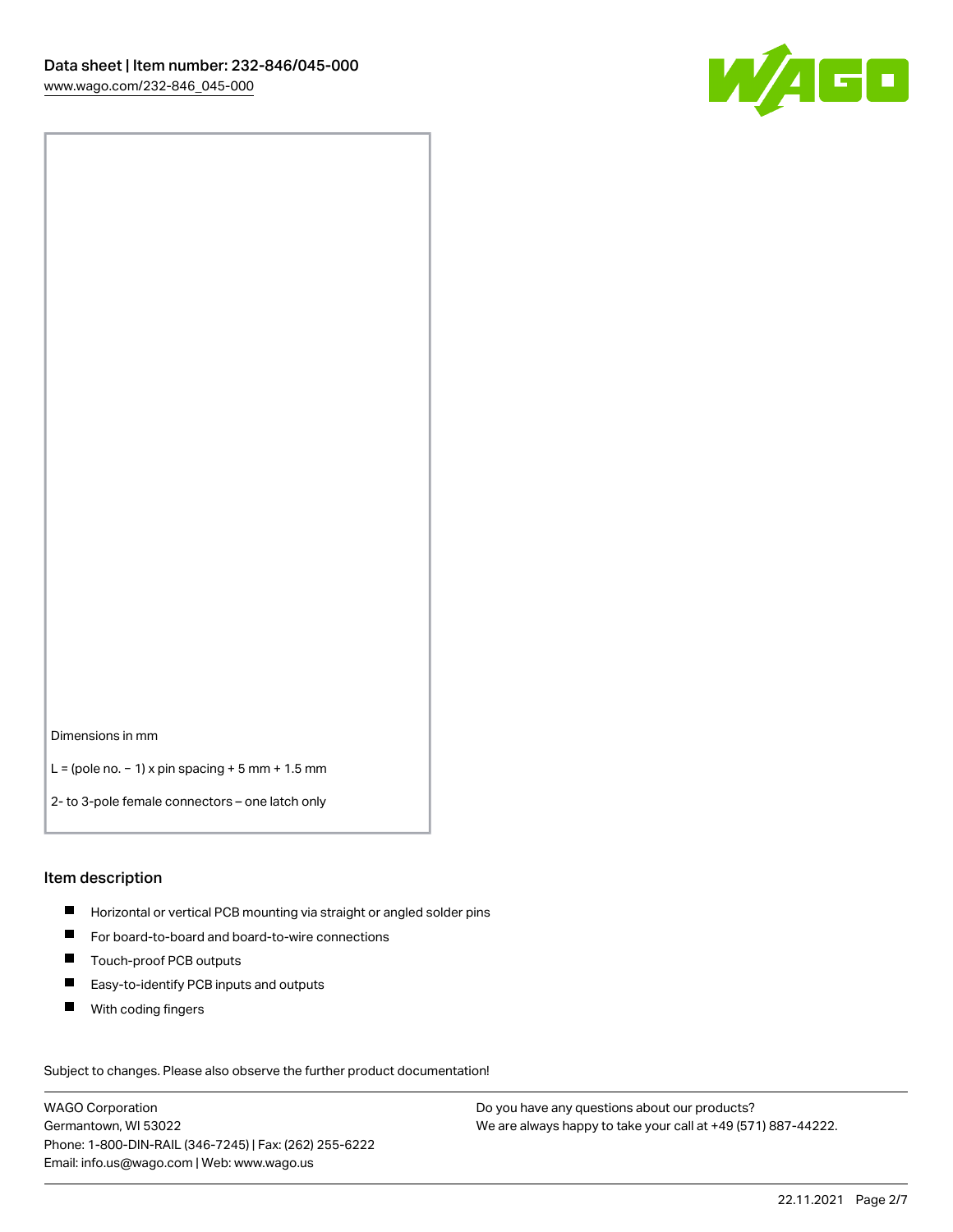Dimensions in mm

L = (pole no. − 1) x pin spacing + 5 mm + 1.5 mm

2- to 3-pole female connectors – one latch only

## Item description

- Horizontal or vertical PCB mounting via straight or angled solder pins
- For board-to-board and board-to-wire connections
- Touch-proof PCB outputs
- Easy-to-identify PCB inputs and outputs
- With coding fingers

Subject to changes. Please also observe the further product documentation!

WAGO Corporation
Germantown, WI 53022
Phone: 1-800-DIN-RAIL (346-7245) | Fax: (262) 255-6222
Email: info.us@wago.com | Web: www.wago.us

Do you have any questions about our products?
We are always happy to take your call at +49 (571) 887-44222.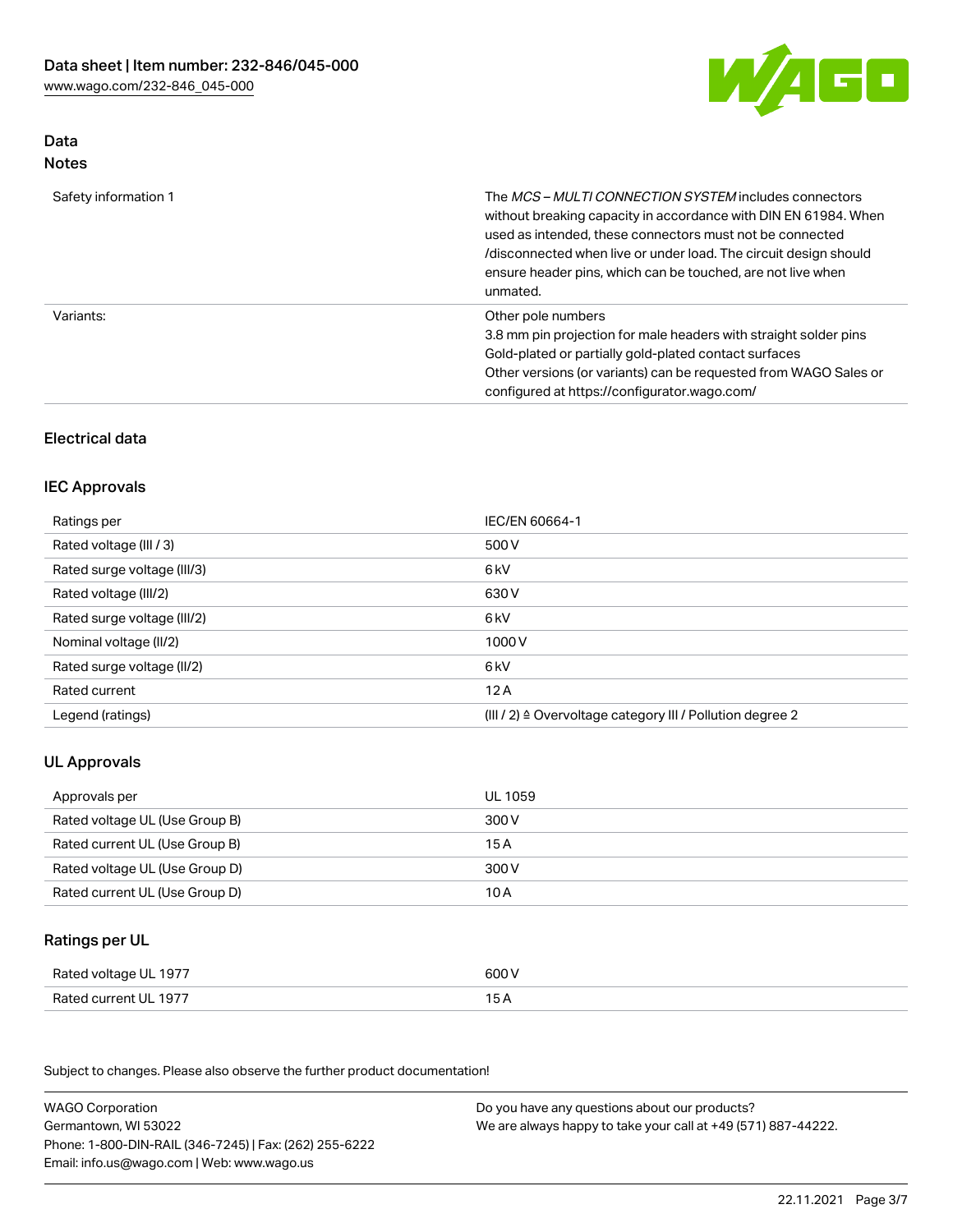## Data
### Notes

| | |
|---|---|
| Safety information 1 | The *MCS – MULTI CONNECTION SYSTEM* includes connectors without breaking capacity in accordance with DIN EN 61984. When used as intended, these connectors must not be connected /disconnected when live or under load. The circuit design should ensure header pins, which can be touched, are not live when unmated. |
| Variants: | Other pole numbers<br>3.8 mm pin projection for male headers with straight solder pins<br>Gold-plated or partially gold-plated contact surfaces<br>Other versions (or variants) can be requested from WAGO Sales or configured at https://configurator.wago.com/ |

## Electrical data

### IEC Approvals

| | |
|---|---|
| Ratings per | IEC/EN 60664-1 |
| Rated voltage (III / 3) | 500 V |
| Rated surge voltage (III/3) | 6 kV |
| Rated voltage (III/2) | 630 V |
| Rated surge voltage (III/2) | 6 kV |
| Nominal voltage (II/2) | 1000 V |
| Rated surge voltage (II/2) | 6 kV |
| Rated current | 12 A |
| Legend (ratings) | (III / 2) ≙ Overvoltage category III / Pollution degree 2 |

### UL Approvals

| | |
|---|---|
| Approvals per | UL 1059 |
| Rated voltage UL (Use Group B) | 300 V |
| Rated current UL (Use Group B) | 15 A |
| Rated voltage UL (Use Group D) | 300 V |
| Rated current UL (Use Group D) | 10 A |

### Ratings per UL

| | |
|---|---|
| Rated voltage UL 1977 | 600 V |
| Rated current UL 1977 | 15 A |

Subject to changes. Please also observe the further product documentation!

WAGO Corporation
Germantown, WI 53022
Phone: 1-800-DIN-RAIL (346-7245) | Fax: (262) 255-6222
Email: info.us@wago.com | Web: www.wago.us

Do you have any questions about our products?
We are always happy to take your call at +49 (571) 887-44222.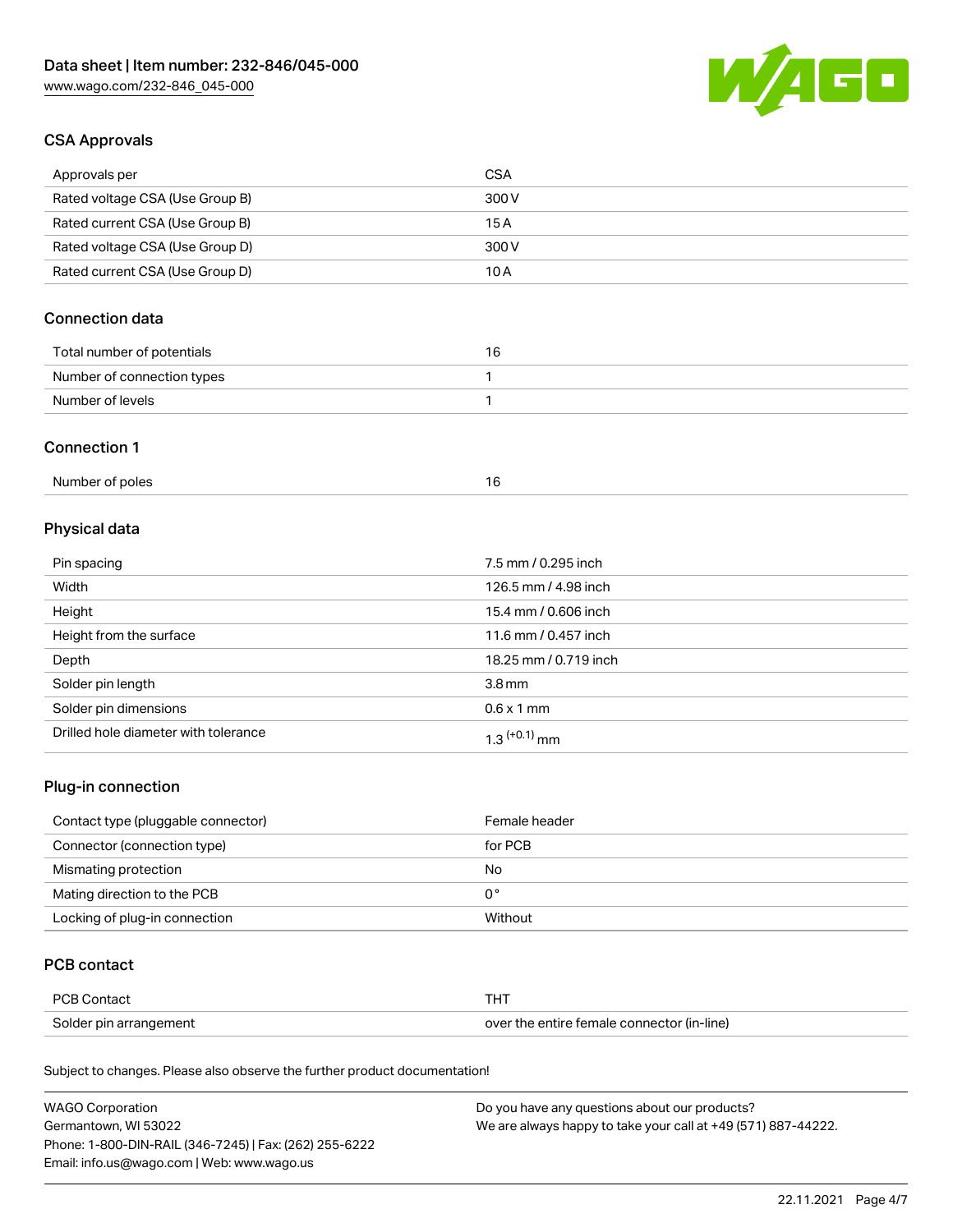## CSA Approvals

| | |
|---|---|
| Approvals per | CSA |
| Rated voltage CSA (Use Group B) | 300 V |
| Rated current CSA (Use Group B) | 15 A |
| Rated voltage CSA (Use Group D) | 300 V |
| Rated current CSA (Use Group D) | 10 A |

## Connection data

| | |
|---|---|
| Total number of potentials | 16 |
| Number of connection types | 1 |
| Number of levels | 1 |

## Connection 1

| | |
|---|---|
| Number of poles | 16 |

## Physical data

| | |
|---|---|
| Pin spacing | 7.5 mm / 0.295 inch |
| Width | 126.5 mm / 4.98 inch |
| Height | 15.4 mm / 0.606 inch |
| Height from the surface | 11.6 mm / 0.457 inch |
| Depth | 18.25 mm / 0.719 inch |
| Solder pin length | 3.8 mm |
| Solder pin dimensions | 0.6 x 1 mm |
| Drilled hole diameter with tolerance | $1.3^{(+0.1)}$ mm |

## Plug-in connection

| | |
|---|---|
| Contact type (pluggable connector) | Female header |
| Connector (connection type) | for PCB |
| Mismating protection | No |
| Mating direction to the PCB | 0 ° |
| Locking of plug-in connection | Without |

## PCB contact

| | |
|---|---|
| PCB Contact | THT |
| Solder pin arrangement | over the entire female connector (in-line) |

Subject to changes. Please also observe the further product documentation!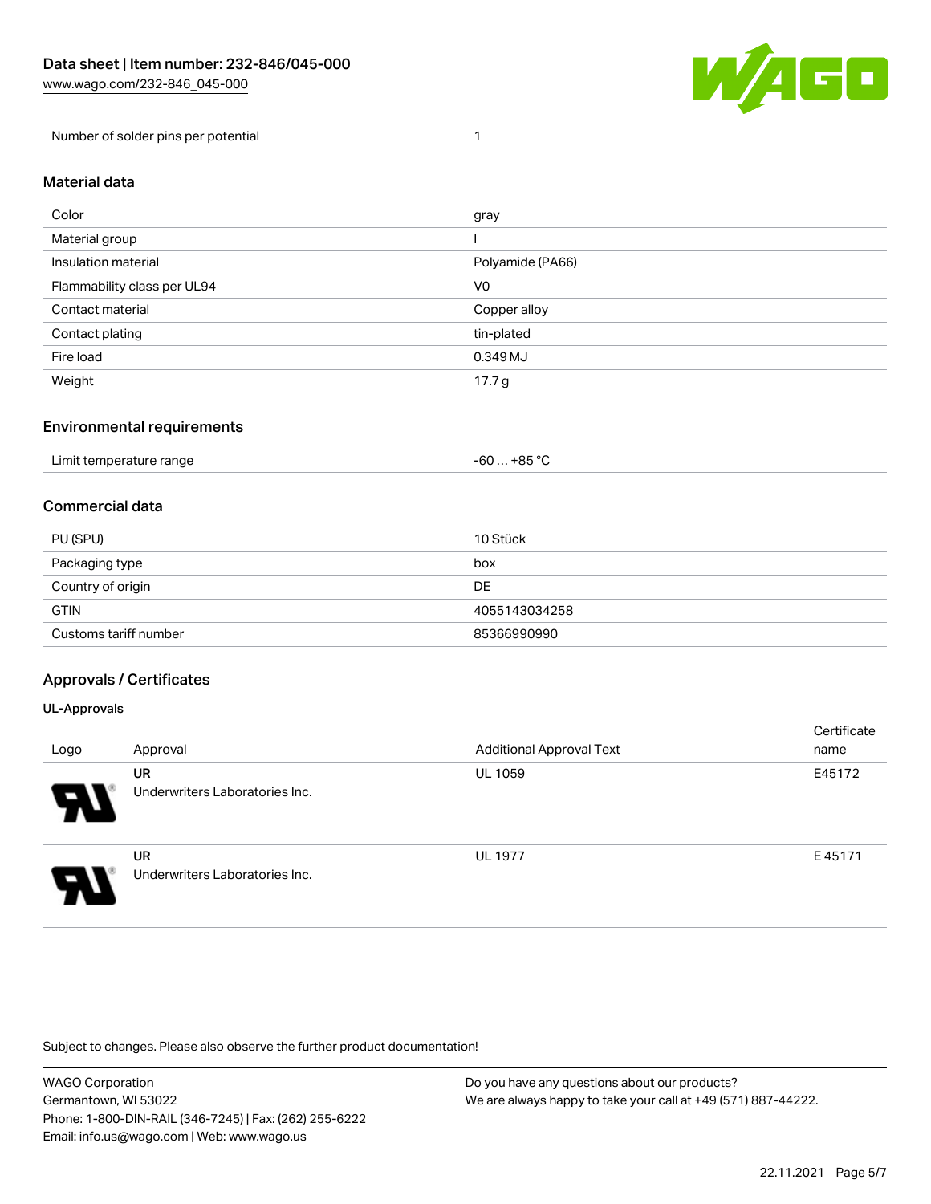| Number of solder pins per potential | 1 |
| --- | --- |

## Material data

| Color | gray |
| --- | --- |
| Material group | I |
| Insulation material | Polyamide (PA66) |
| Flammability class per UL94 | V0 |
| Contact material | Copper alloy |
| Contact plating | tin-plated |
| Fire load | 0.349 MJ |
| Weight | 17.7 g |

## Environmental requirements

| Limit temperature range | -60 … +85 °C |
| --- | --- |

## Commercial data

| PU (SPU) | 10 Stück |
| --- | --- |
| Packaging type | box |
| Country of origin | DE |
| GTIN | 4055143034258 |
| Customs tariff number | 85366990990 |

## Approvals / Certificates

### UL-Approvals

| Logo | Approval | Additional Approval Text | Certificate name |
| --- | --- | --- | --- |
| | **UR** Underwriters Laboratories Inc. | UL 1059 | E45172 |
| | **UR** Underwriters Laboratories Inc. | UL 1977 | E 45171 |

Subject to changes. Please also observe the further product documentation!

WAGO Corporation
Germantown, WI 53022
Phone: 1-800-DIN-RAIL (346-7245) | Fax: (262) 255-6222
Email: info.us@wago.com | Web: www.wago.us

Do you have any questions about our products?
We are always happy to take your call at +49 (571) 887-44222.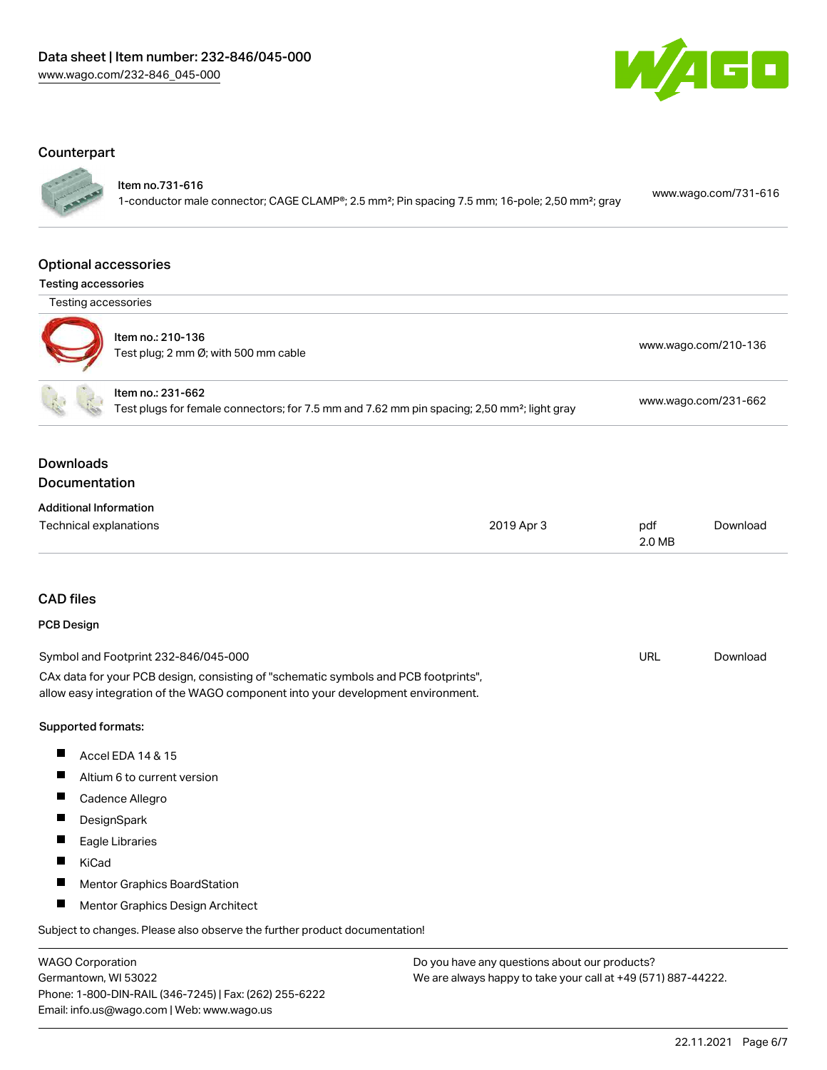## Counterpart

Item no.731-616
1-conductor male connector; CAGE CLAMP®; 2.5 mm²; Pin spacing 7.5 mm; 16-pole; 2,50 mm²; gray www.wago.com/731-616

## Optional accessories

### Testing accessories

Testing accessories

| | |
|---|---|
| Item no.: 210-136<br>Test plug; 2 mm Ø; with 500 mm cable | www.wago.com/210-136 |
| Item no.: 231-662<br>Test plugs for female connectors; for 7.5 mm and 7.62 mm pin spacing; 2,50 mm²; light gray | www.wago.com/231-662 |

## Downloads

## Documentation

### Additional Information

| | | | |
|---|---|---|---|
| Technical explanations | 2019 Apr 3 | pdf<br>2.0 MB | Download |

## CAD files

### PCB Design

| | | |
|---|---|---|
| Symbol and Footprint 232-846/045-000 | URL | Download |

CAx data for your PCB design, consisting of "schematic symbols and PCB footprints", allow easy integration of the WAGO component into your development environment.

**Supported formats:**

- Accel EDA 14 & 15
- Altium 6 to current version
- Cadence Allegro
- DesignSpark
- Eagle Libraries
- KiCad
- Mentor Graphics BoardStation
- Mentor Graphics Design Architect

Subject to changes. Please also observe the further product documentation!

WAGO Corporation
Germantown, WI 53022
Phone: 1-800-DIN-RAIL (346-7245) | Fax: (262) 255-6222
Email: info.us@wago.com | Web: www.wago.us

Do you have any questions about our products?
We are always happy to take your call at +49 (571) 887-44222.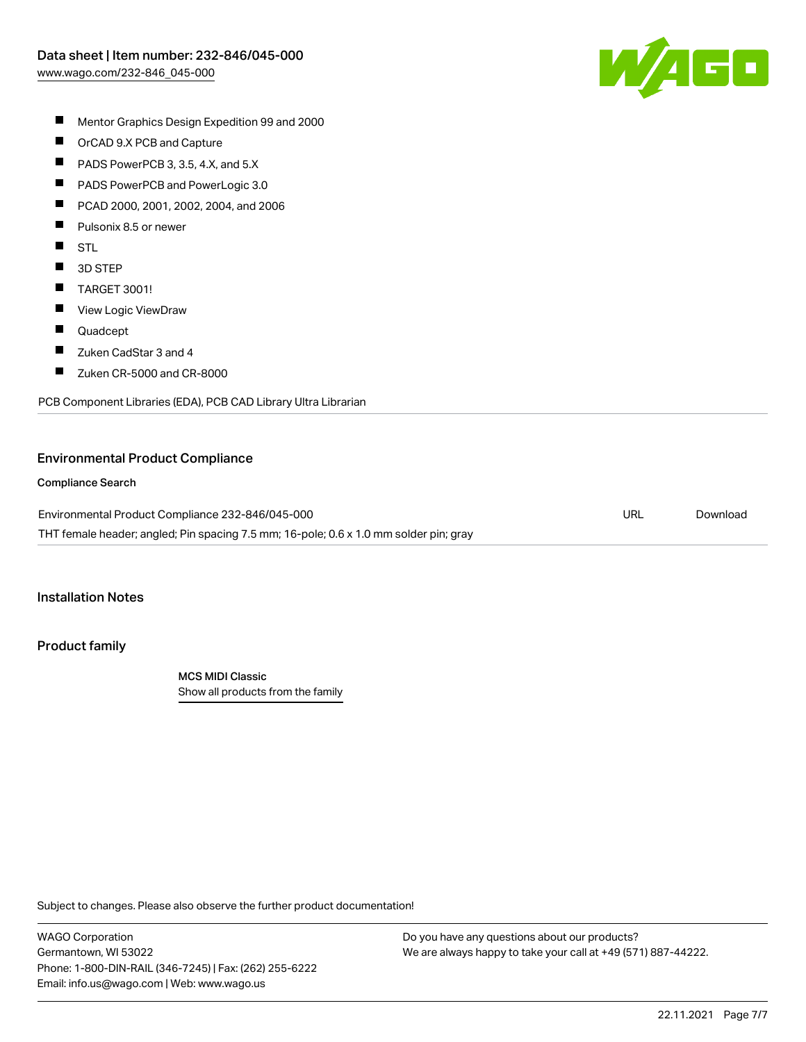- Mentor Graphics Design Expedition 99 and 2000
- OrCAD 9.X PCB and Capture
- PADS PowerPCB 3, 3.5, 4.X, and 5.X
- PADS PowerPCB and PowerLogic 3.0
- PCAD 2000, 2001, 2002, 2004, and 2006
- Pulsonix 8.5 or newer
- STL
- 3D STEP
- TARGET 3001!
- View Logic ViewDraw
- Quadcept
- Zuken CadStar 3 and 4
- Zuken CR-5000 and CR-8000

PCB Component Libraries (EDA), PCB CAD Library Ultra Librarian

## Environmental Product Compliance

### Compliance Search

| | | |
|---|---|---|
| Environmental Product Compliance 232-846/045-000<br>THT female header; angled; Pin spacing 7.5 mm; 16-pole; 0.6 x 1.0 mm solder pin; gray | URL | Download |

## Installation Notes

## Product family

**MCS MIDI Classic**
Show all products from the family

Subject to changes. Please also observe the further product documentation!

WAGO Corporation
Germantown, WI 53022
Phone: 1-800-DIN-RAIL (346-7245) | Fax: (262) 255-6222
Email: info.us@wago.com | Web: www.wago.us

Do you have any questions about our products?
We are always happy to take your call at +49 (571) 887-44222.